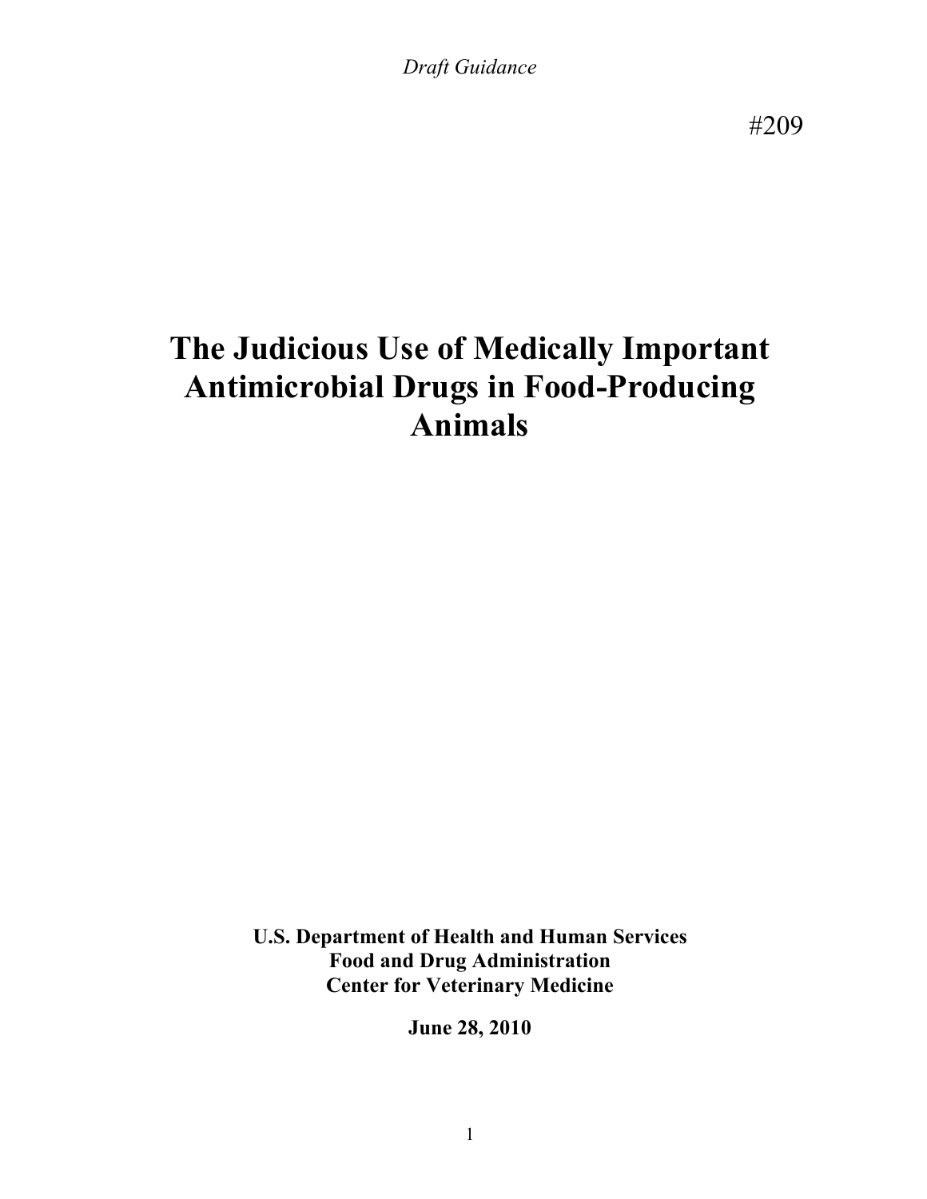*Draft Guidance*

#209

# The Judicious Use of Medically Important Antimicrobial Drugs in Food-Producing Animals

**U.S. Department of Health and Human Services**
**Food and Drug Administration**
**Center for Veterinary Medicine**

**June 28, 2010**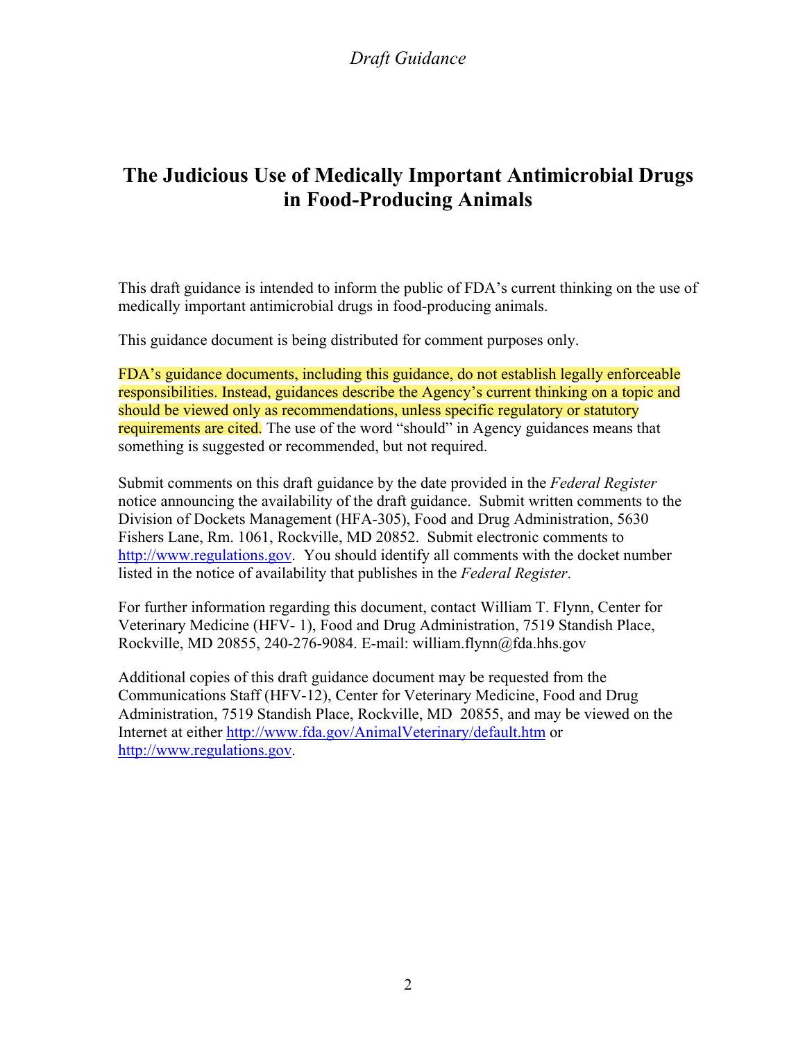*Draft Guidance*

# The Judicious Use of Medically Important Antimicrobial Drugs in Food-Producing Animals

This draft guidance is intended to inform the public of FDA's current thinking on the use of medically important antimicrobial drugs in food-producing animals.

This guidance document is being distributed for comment purposes only.

FDA's guidance documents, including this guidance, do not establish legally enforceable responsibilities. Instead, guidances describe the Agency's current thinking on a topic and should be viewed only as recommendations, unless specific regulatory or statutory requirements are cited. The use of the word "should" in Agency guidances means that something is suggested or recommended, but not required.

Submit comments on this draft guidance by the date provided in the *Federal Register* notice announcing the availability of the draft guidance. Submit written comments to the Division of Dockets Management (HFA-305), Food and Drug Administration, 5630 Fishers Lane, Rm. 1061, Rockville, MD 20852. Submit electronic comments to http://www.regulations.gov. You should identify all comments with the docket number listed in the notice of availability that publishes in the *Federal Register*.

For further information regarding this document, contact William T. Flynn, Center for Veterinary Medicine (HFV- 1), Food and Drug Administration, 7519 Standish Place, Rockville, MD 20855, 240-276-9084. E-mail: william.flynn@fda.hhs.gov

Additional copies of this draft guidance document may be requested from the Communications Staff (HFV-12), Center for Veterinary Medicine, Food and Drug Administration, 7519 Standish Place, Rockville, MD 20855, and may be viewed on the Internet at either http://www.fda.gov/AnimalVeterinary/default.htm or http://www.regulations.gov.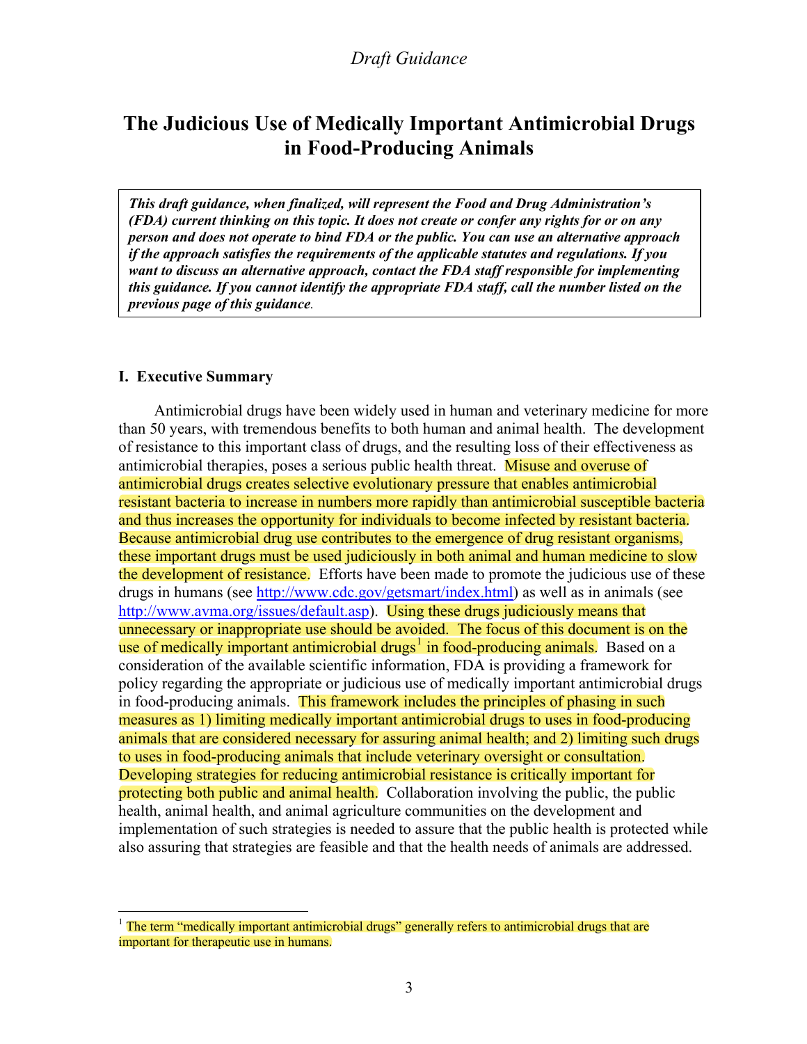*Draft Guidance*

# The Judicious Use of Medically Important Antimicrobial Drugs in Food-Producing Animals

> ***This draft guidance, when finalized, will represent the Food and Drug Administration's (FDA) current thinking on this topic. It does not create or confer any rights for or on any person and does not operate to bind FDA or the public. You can use an alternative approach if the approach satisfies the requirements of the applicable statutes and regulations. If you want to discuss an alternative approach, contact the FDA staff responsible for implementing this guidance. If you cannot identify the appropriate FDA staff, call the number listed on the previous page of this guidance*.**

## I. Executive Summary

Antimicrobial drugs have been widely used in human and veterinary medicine for more than 50 years, with tremendous benefits to both human and animal health. The development of resistance to this important class of drugs, and the resulting loss of their effectiveness as antimicrobial therapies, poses a serious public health threat. Misuse and overuse of antimicrobial drugs creates selective evolutionary pressure that enables antimicrobial resistant bacteria to increase in numbers more rapidly than antimicrobial susceptible bacteria and thus increases the opportunity for individuals to become infected by resistant bacteria. Because antimicrobial drug use contributes to the emergence of drug resistant organisms, these important drugs must be used judiciously in both animal and human medicine to slow the development of resistance. Efforts have been made to promote the judicious use of these drugs in humans (see http://www.cdc.gov/getsmart/index.html) as well as in animals (see http://www.avma.org/issues/default.asp). Using these drugs judiciously means that unnecessary or inappropriate use should be avoided. The focus of this document is on the use of medically important antimicrobial drugs[1] in food-producing animals. Based on a consideration of the available scientific information, FDA is providing a framework for policy regarding the appropriate or judicious use of medically important antimicrobial drugs in food-producing animals. This framework includes the principles of phasing in such measures as 1) limiting medically important antimicrobial drugs to uses in food-producing animals that are considered necessary for assuring animal health; and 2) limiting such drugs to uses in food-producing animals that include veterinary oversight or consultation. Developing strategies for reducing antimicrobial resistance is critically important for protecting both public and animal health. Collaboration involving the public, the public health, animal health, and animal agriculture communities on the development and implementation of such strategies is needed to assure that the public health is protected while also assuring that strategies are feasible and that the health needs of animals are addressed.

---

[1] The term "medically important antimicrobial drugs" generally refers to antimicrobial drugs that are important for therapeutic use in humans.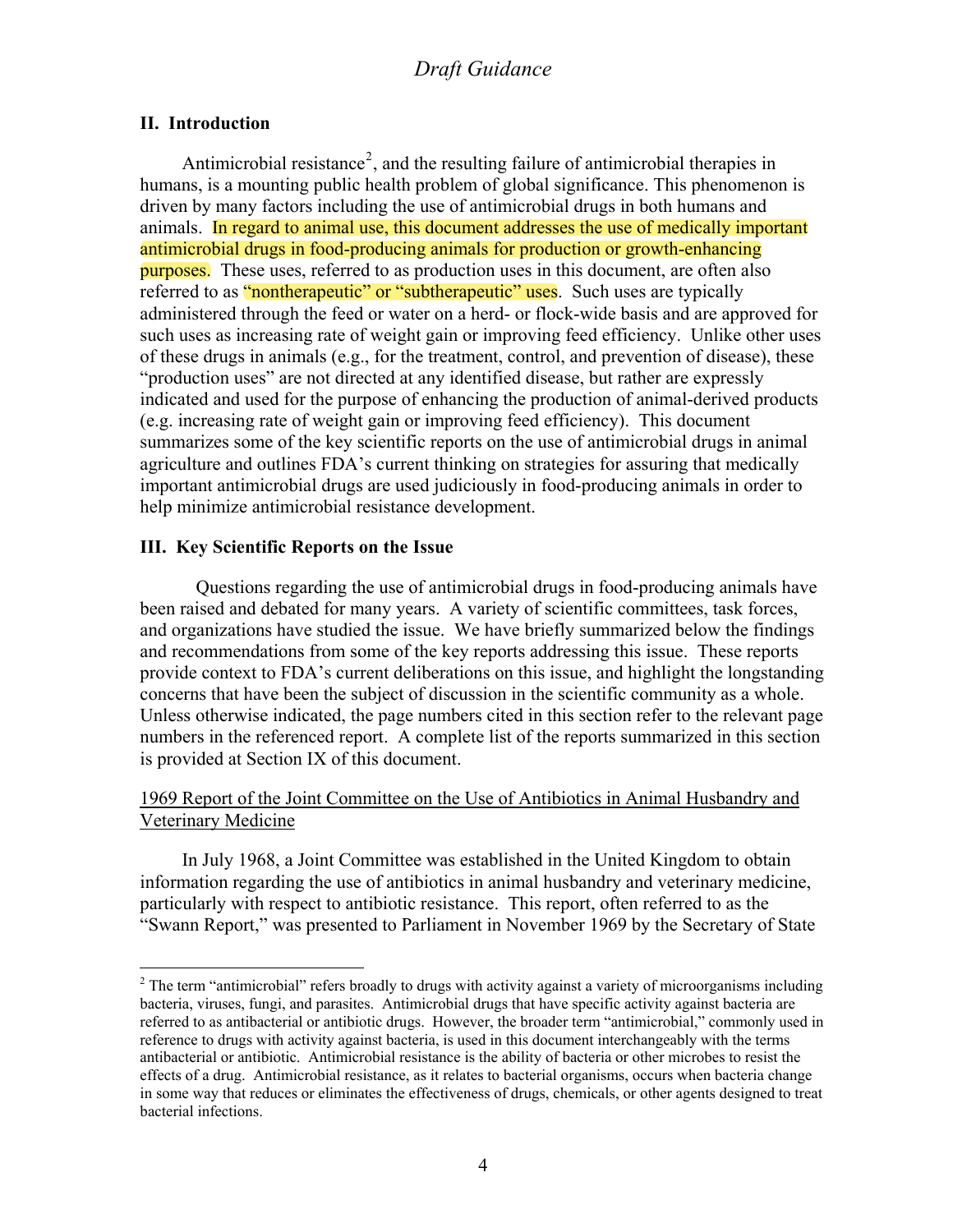## II. Introduction

Antimicrobial resistance[2], and the resulting failure of antimicrobial therapies in humans, is a mounting public health problem of global significance. This phenomenon is driven by many factors including the use of antimicrobial drugs in both humans and animals. In regard to animal use, this document addresses the use of medically important antimicrobial drugs in food-producing animals for production or growth-enhancing purposes. These uses, referred to as production uses in this document, are often also referred to as "nontherapeutic" or "subtherapeutic" uses. Such uses are typically administered through the feed or water on a herd- or flock-wide basis and are approved for such uses as increasing rate of weight gain or improving feed efficiency. Unlike other uses of these drugs in animals (e.g., for the treatment, control, and prevention of disease), these "production uses" are not directed at any identified disease, but rather are expressly indicated and used for the purpose of enhancing the production of animal-derived products (e.g. increasing rate of weight gain or improving feed efficiency). This document summarizes some of the key scientific reports on the use of antimicrobial drugs in animal agriculture and outlines FDA's current thinking on strategies for assuring that medically important antimicrobial drugs are used judiciously in food-producing animals in order to help minimize antimicrobial resistance development.

## III. Key Scientific Reports on the Issue

Questions regarding the use of antimicrobial drugs in food-producing animals have been raised and debated for many years. A variety of scientific committees, task forces, and organizations have studied the issue. We have briefly summarized below the findings and recommendations from some of the key reports addressing this issue. These reports provide context to FDA's current deliberations on this issue, and highlight the longstanding concerns that have been the subject of discussion in the scientific community as a whole. Unless otherwise indicated, the page numbers cited in this section refer to the relevant page numbers in the referenced report. A complete list of the reports summarized in this section is provided at Section IX of this document.

### 1969 Report of the Joint Committee on the Use of Antibiotics in Animal Husbandry and Veterinary Medicine

In July 1968, a Joint Committee was established in the United Kingdom to obtain information regarding the use of antibiotics in animal husbandry and veterinary medicine, particularly with respect to antibiotic resistance. This report, often referred to as the "Swann Report," was presented to Parliament in November 1969 by the Secretary of State

---

[2] The term "antimicrobial" refers broadly to drugs with activity against a variety of microorganisms including bacteria, viruses, fungi, and parasites. Antimicrobial drugs that have specific activity against bacteria are referred to as antibacterial or antibiotic drugs. However, the broader term "antimicrobial," commonly used in reference to drugs with activity against bacteria, is used in this document interchangeably with the terms antibacterial or antibiotic. Antimicrobial resistance is the ability of bacteria or other microbes to resist the effects of a drug. Antimicrobial resistance, as it relates to bacterial organisms, occurs when bacteria change in some way that reduces or eliminates the effectiveness of drugs, chemicals, or other agents designed to treat bacterial infections.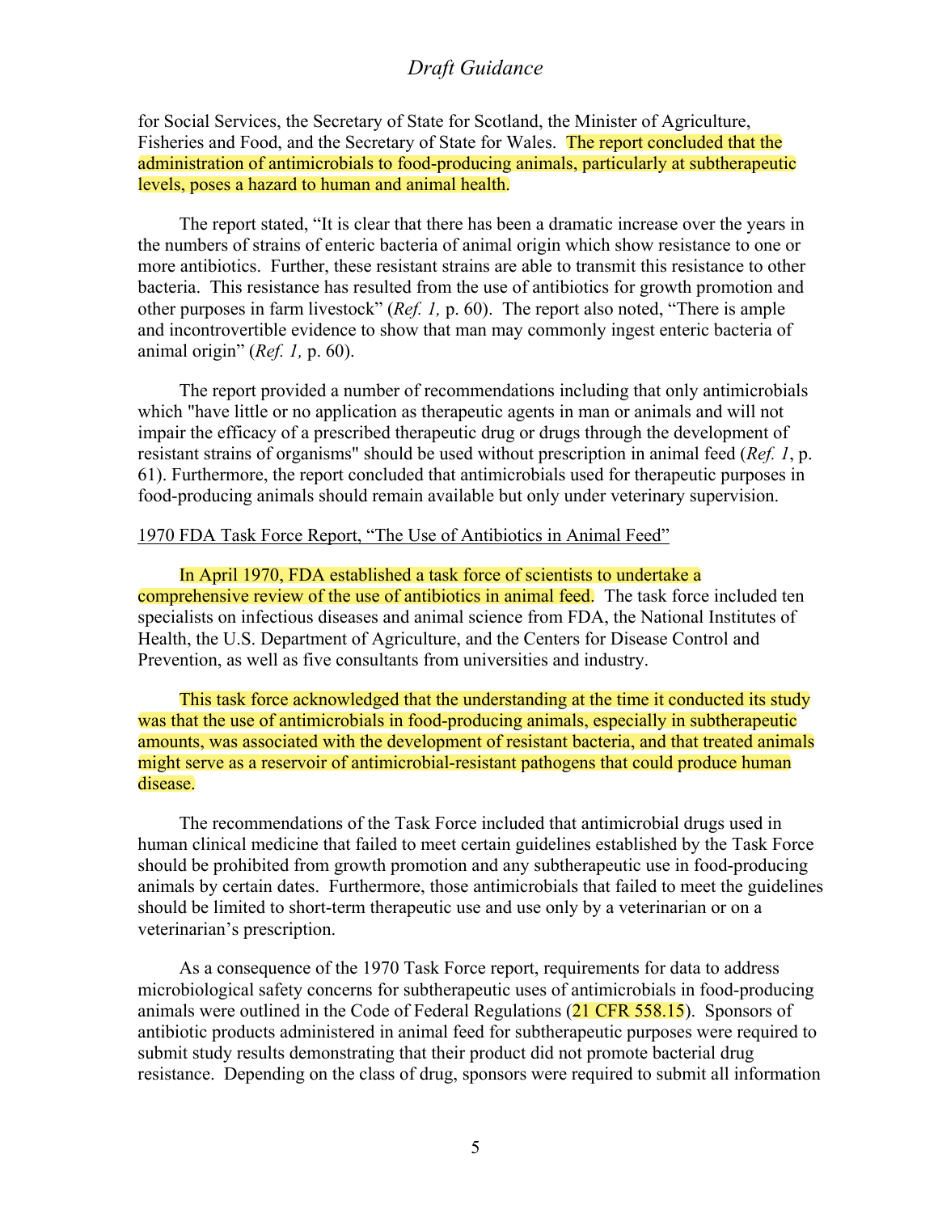for Social Services, the Secretary of State for Scotland, the Minister of Agriculture, Fisheries and Food, and the Secretary of State for Wales. The report concluded that the administration of antimicrobials to food-producing animals, particularly at subtherapeutic levels, poses a hazard to human and animal health.

The report stated, "It is clear that there has been a dramatic increase over the years in the numbers of strains of enteric bacteria of animal origin which show resistance to one or more antibiotics. Further, these resistant strains are able to transmit this resistance to other bacteria. This resistance has resulted from the use of antibiotics for growth promotion and other purposes in farm livestock" (*Ref. 1,* p. 60). The report also noted, "There is ample and incontrovertible evidence to show that man may commonly ingest enteric bacteria of animal origin" (*Ref. 1,* p. 60).

The report provided a number of recommendations including that only antimicrobials which "have little or no application as therapeutic agents in man or animals and will not impair the efficacy of a prescribed therapeutic drug or drugs through the development of resistant strains of organisms" should be used without prescription in animal feed (*Ref. 1*, p. 61). Furthermore, the report concluded that antimicrobials used for therapeutic purposes in food-producing animals should remain available but only under veterinary supervision.

1970 FDA Task Force Report, "The Use of Antibiotics in Animal Feed"

In April 1970, FDA established a task force of scientists to undertake a comprehensive review of the use of antibiotics in animal feed. The task force included ten specialists on infectious diseases and animal science from FDA, the National Institutes of Health, the U.S. Department of Agriculture, and the Centers for Disease Control and Prevention, as well as five consultants from universities and industry.

This task force acknowledged that the understanding at the time it conducted its study was that the use of antimicrobials in food-producing animals, especially in subtherapeutic amounts, was associated with the development of resistant bacteria, and that treated animals might serve as a reservoir of antimicrobial-resistant pathogens that could produce human disease.

The recommendations of the Task Force included that antimicrobial drugs used in human clinical medicine that failed to meet certain guidelines established by the Task Force should be prohibited from growth promotion and any subtherapeutic use in food-producing animals by certain dates. Furthermore, those antimicrobials that failed to meet the guidelines should be limited to short-term therapeutic use and use only by a veterinarian or on a veterinarian's prescription.

As a consequence of the 1970 Task Force report, requirements for data to address microbiological safety concerns for subtherapeutic uses of antimicrobials in food-producing animals were outlined in the Code of Federal Regulations (21 CFR 558.15). Sponsors of antibiotic products administered in animal feed for subtherapeutic purposes were required to submit study results demonstrating that their product did not promote bacterial drug resistance. Depending on the class of drug, sponsors were required to submit all information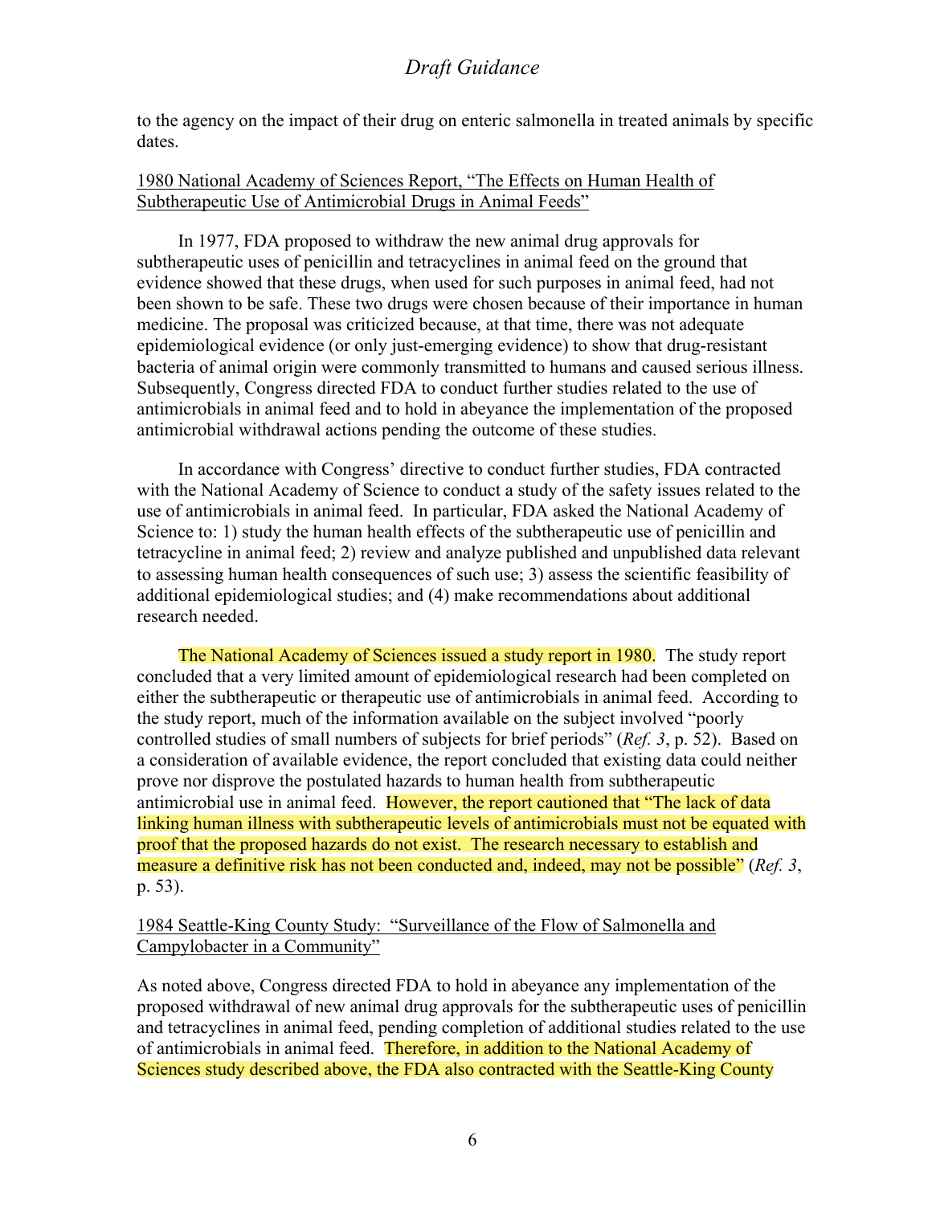to the agency on the impact of their drug on enteric salmonella in treated animals by specific dates.

<u>1980 National Academy of Sciences Report, "The Effects on Human Health of Subtherapeutic Use of Antimicrobial Drugs in Animal Feeds"</u>

In 1977, FDA proposed to withdraw the new animal drug approvals for subtherapeutic uses of penicillin and tetracyclines in animal feed on the ground that evidence showed that these drugs, when used for such purposes in animal feed, had not been shown to be safe. These two drugs were chosen because of their importance in human medicine. The proposal was criticized because, at that time, there was not adequate epidemiological evidence (or only just-emerging evidence) to show that drug-resistant bacteria of animal origin were commonly transmitted to humans and caused serious illness. Subsequently, Congress directed FDA to conduct further studies related to the use of antimicrobials in animal feed and to hold in abeyance the implementation of the proposed antimicrobial withdrawal actions pending the outcome of these studies.

In accordance with Congress' directive to conduct further studies, FDA contracted with the National Academy of Science to conduct a study of the safety issues related to the use of antimicrobials in animal feed. In particular, FDA asked the National Academy of Science to: 1) study the human health effects of the subtherapeutic use of penicillin and tetracycline in animal feed; 2) review and analyze published and unpublished data relevant to assessing human health consequences of such use; 3) assess the scientific feasibility of additional epidemiological studies; and (4) make recommendations about additional research needed.

The National Academy of Sciences issued a study report in 1980. The study report concluded that a very limited amount of epidemiological research had been completed on either the subtherapeutic or therapeutic use of antimicrobials in animal feed. According to the study report, much of the information available on the subject involved "poorly controlled studies of small numbers of subjects for brief periods" (*Ref. 3*, p. 52). Based on a consideration of available evidence, the report concluded that existing data could neither prove nor disprove the postulated hazards to human health from subtherapeutic antimicrobial use in animal feed. However, the report cautioned that "The lack of data linking human illness with subtherapeutic levels of antimicrobials must not be equated with proof that the proposed hazards do not exist. The research necessary to establish and measure a definitive risk has not been conducted and, indeed, may not be possible" (*Ref. 3*, p. 53).

<u>1984 Seattle-King County Study: "Surveillance of the Flow of Salmonella and Campylobacter in a Community"</u>

As noted above, Congress directed FDA to hold in abeyance any implementation of the proposed withdrawal of new animal drug approvals for the subtherapeutic uses of penicillin and tetracyclines in animal feed, pending completion of additional studies related to the use of antimicrobials in animal feed. Therefore, in addition to the National Academy of Sciences study described above, the FDA also contracted with the Seattle-King County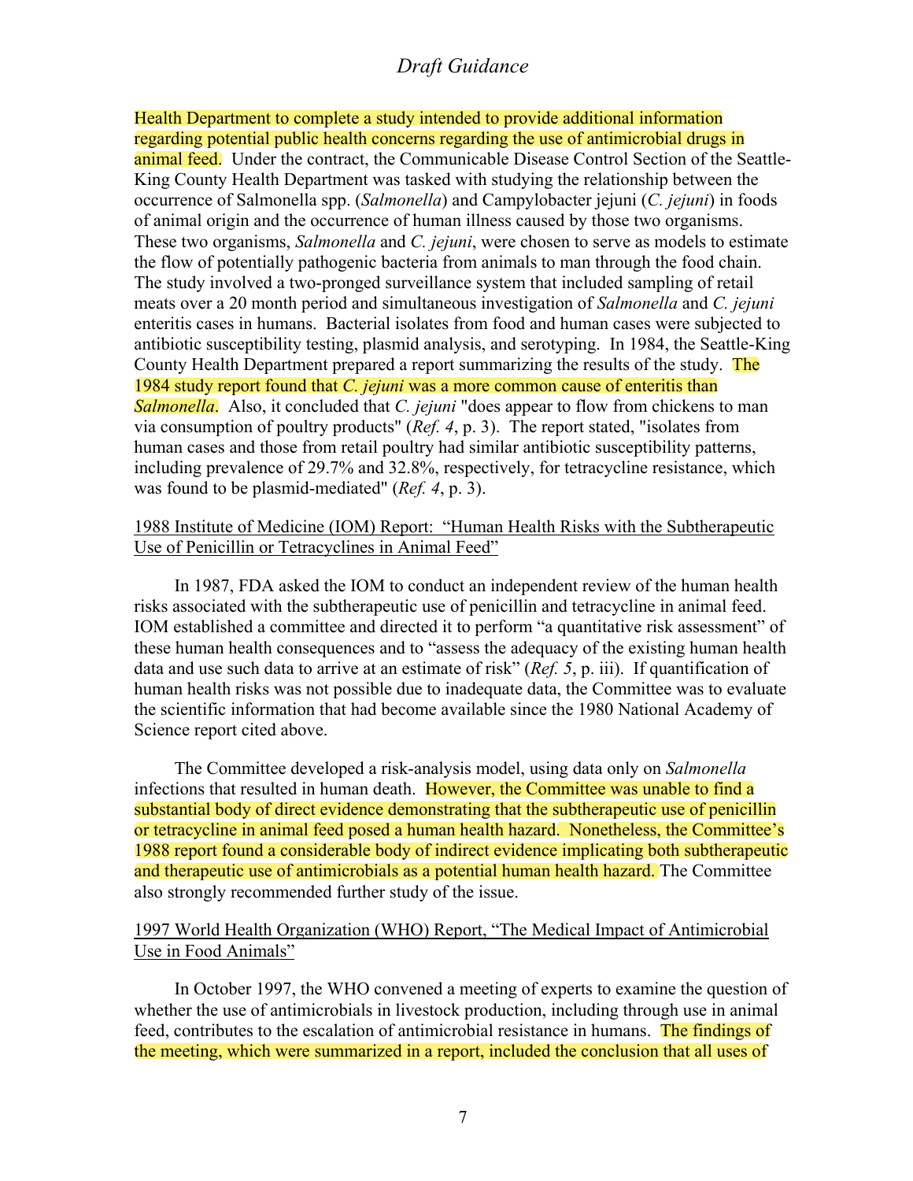Health Department to complete a study intended to provide additional information regarding potential public health concerns regarding the use of antimicrobial drugs in animal feed. Under the contract, the Communicable Disease Control Section of the Seattle-King County Health Department was tasked with studying the relationship between the occurrence of Salmonella spp. (*Salmonella*) and Campylobacter jejuni (*C. jejuni*) in foods of animal origin and the occurrence of human illness caused by those two organisms. These two organisms, *Salmonella* and *C. jejuni*, were chosen to serve as models to estimate the flow of potentially pathogenic bacteria from animals to man through the food chain. The study involved a two-pronged surveillance system that included sampling of retail meats over a 20 month period and simultaneous investigation of *Salmonella* and *C. jejuni* enteritis cases in humans. Bacterial isolates from food and human cases were subjected to antibiotic susceptibility testing, plasmid analysis, and serotyping. In 1984, the Seattle-King County Health Department prepared a report summarizing the results of the study. The 1984 study report found that *C. jejuni* was a more common cause of enteritis than *Salmonella*. Also, it concluded that *C. jejuni* "does appear to flow from chickens to man via consumption of poultry products" (*Ref. 4*, p. 3). The report stated, "isolates from human cases and those from retail poultry had similar antibiotic susceptibility patterns, including prevalence of 29.7% and 32.8%, respectively, for tetracycline resistance, which was found to be plasmid-mediated" (*Ref. 4*, p. 3).

### 1988 Institute of Medicine (IOM) Report: "Human Health Risks with the Subtherapeutic Use of Penicillin or Tetracyclines in Animal Feed"

In 1987, FDA asked the IOM to conduct an independent review of the human health risks associated with the subtherapeutic use of penicillin and tetracycline in animal feed. IOM established a committee and directed it to perform "a quantitative risk assessment" of these human health consequences and to "assess the adequacy of the existing human health data and use such data to arrive at an estimate of risk" (*Ref. 5*, p. iii). If quantification of human health risks was not possible due to inadequate data, the Committee was to evaluate the scientific information that had become available since the 1980 National Academy of Science report cited above.

The Committee developed a risk-analysis model, using data only on *Salmonella* infections that resulted in human death. However, the Committee was unable to find a substantial body of direct evidence demonstrating that the subtherapeutic use of penicillin or tetracycline in animal feed posed a human health hazard. Nonetheless, the Committee's 1988 report found a considerable body of indirect evidence implicating both subtherapeutic and therapeutic use of antimicrobials as a potential human health hazard. The Committee also strongly recommended further study of the issue.

### 1997 World Health Organization (WHO) Report, "The Medical Impact of Antimicrobial Use in Food Animals"

In October 1997, the WHO convened a meeting of experts to examine the question of whether the use of antimicrobials in livestock production, including through use in animal feed, contributes to the escalation of antimicrobial resistance in humans. The findings of the meeting, which were summarized in a report, included the conclusion that all uses of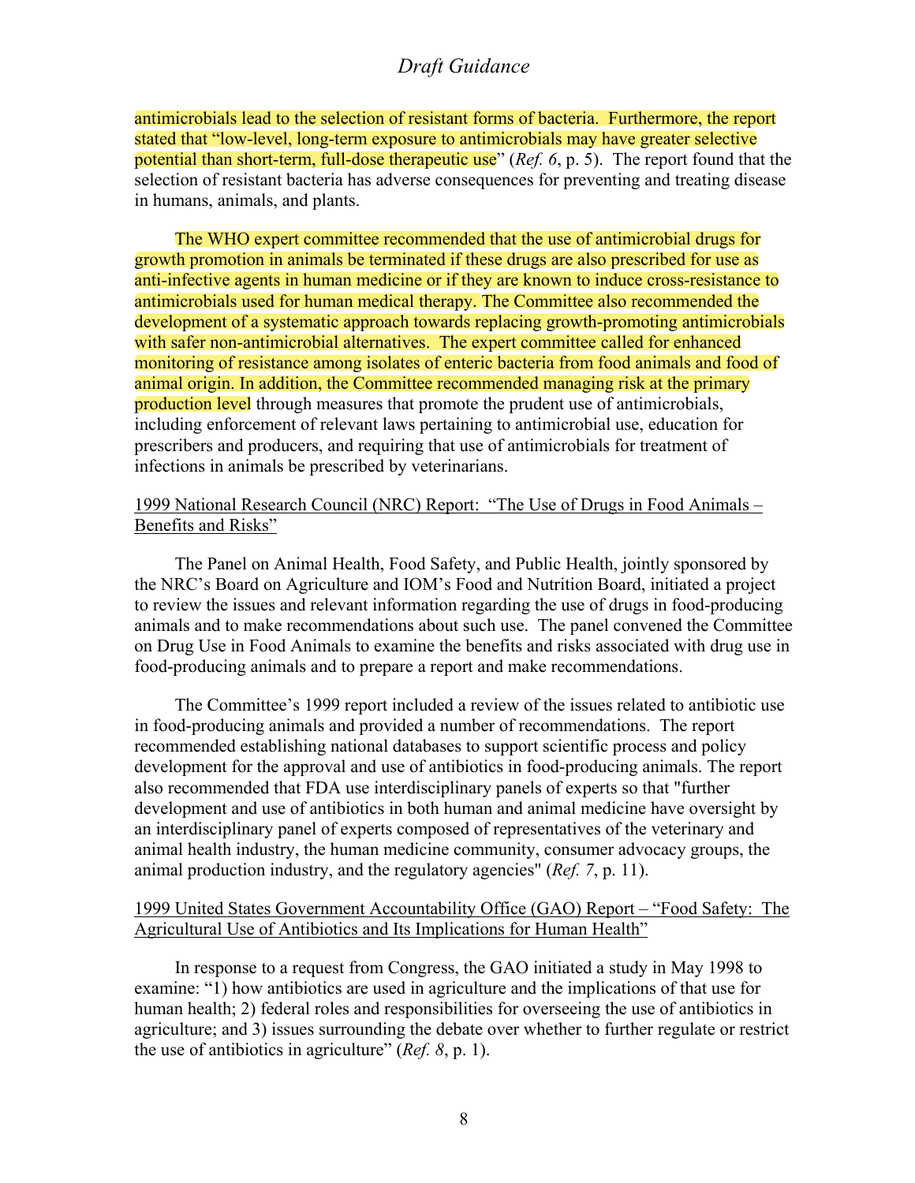antimicrobials lead to the selection of resistant forms of bacteria. Furthermore, the report stated that "low-level, long-term exposure to antimicrobials may have greater selective potential than short-term, full-dose therapeutic use" (*Ref. 6*, p. 5). The report found that the selection of resistant bacteria has adverse consequences for preventing and treating disease in humans, animals, and plants.

The WHO expert committee recommended that the use of antimicrobial drugs for growth promotion in animals be terminated if these drugs are also prescribed for use as anti-infective agents in human medicine or if they are known to induce cross-resistance to antimicrobials used for human medical therapy. The Committee also recommended the development of a systematic approach towards replacing growth-promoting antimicrobials with safer non-antimicrobial alternatives. The expert committee called for enhanced monitoring of resistance among isolates of enteric bacteria from food animals and food of animal origin. In addition, the Committee recommended managing risk at the primary production level through measures that promote the prudent use of antimicrobials, including enforcement of relevant laws pertaining to antimicrobial use, education for prescribers and producers, and requiring that use of antimicrobials for treatment of infections in animals be prescribed by veterinarians.

<u>1999 National Research Council (NRC) Report: "The Use of Drugs in Food Animals – Benefits and Risks"</u>

The Panel on Animal Health, Food Safety, and Public Health, jointly sponsored by the NRC's Board on Agriculture and IOM's Food and Nutrition Board, initiated a project to review the issues and relevant information regarding the use of drugs in food-producing animals and to make recommendations about such use. The panel convened the Committee on Drug Use in Food Animals to examine the benefits and risks associated with drug use in food-producing animals and to prepare a report and make recommendations.

The Committee's 1999 report included a review of the issues related to antibiotic use in food-producing animals and provided a number of recommendations. The report recommended establishing national databases to support scientific process and policy development for the approval and use of antibiotics in food-producing animals. The report also recommended that FDA use interdisciplinary panels of experts so that "further development and use of antibiotics in both human and animal medicine have oversight by an interdisciplinary panel of experts composed of representatives of the veterinary and animal health industry, the human medicine community, consumer advocacy groups, the animal production industry, and the regulatory agencies" (*Ref. 7*, p. 11).

<u>1999 United States Government Accountability Office (GAO) Report – "Food Safety: The Agricultural Use of Antibiotics and Its Implications for Human Health"</u>

In response to a request from Congress, the GAO initiated a study in May 1998 to examine: "1) how antibiotics are used in agriculture and the implications of that use for human health; 2) federal roles and responsibilities for overseeing the use of antibiotics in agriculture; and 3) issues surrounding the debate over whether to further regulate or restrict the use of antibiotics in agriculture" (*Ref. 8*, p. 1).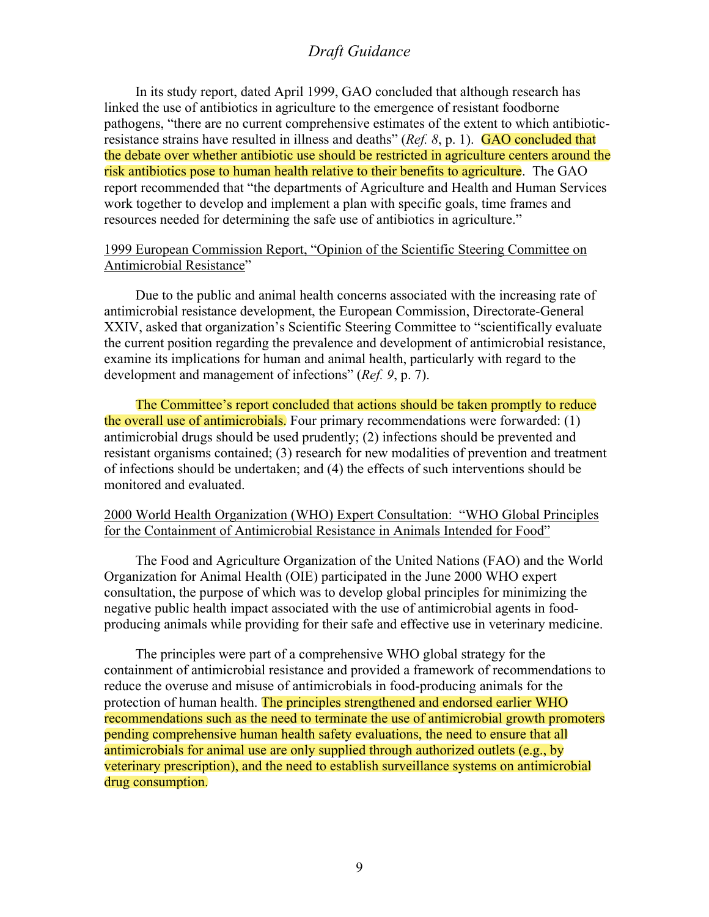In its study report, dated April 1999, GAO concluded that although research has linked the use of antibiotics in agriculture to the emergence of resistant foodborne pathogens, "there are no current comprehensive estimates of the extent to which antibiotic-resistance strains have resulted in illness and deaths" (*Ref. 8*, p. 1). GAO concluded that the debate over whether antibiotic use should be restricted in agriculture centers around the risk antibiotics pose to human health relative to their benefits to agriculture. The GAO report recommended that "the departments of Agriculture and Health and Human Services work together to develop and implement a plan with specific goals, time frames and resources needed for determining the safe use of antibiotics in agriculture."

<u>1999 European Commission Report, "Opinion of the Scientific Steering Committee on Antimicrobial Resistance</u>"

Due to the public and animal health concerns associated with the increasing rate of antimicrobial resistance development, the European Commission, Directorate-General XXIV, asked that organization's Scientific Steering Committee to "scientifically evaluate the current position regarding the prevalence and development of antimicrobial resistance, examine its implications for human and animal health, particularly with regard to the development and management of infections" (*Ref. 9*, p. 7).

The Committee's report concluded that actions should be taken promptly to reduce the overall use of antimicrobials. Four primary recommendations were forwarded: (1) antimicrobial drugs should be used prudently; (2) infections should be prevented and resistant organisms contained; (3) research for new modalities of prevention and treatment of infections should be undertaken; and (4) the effects of such interventions should be monitored and evaluated.

<u>2000 World Health Organization (WHO) Expert Consultation: "WHO Global Principles for the Containment of Antimicrobial Resistance in Animals Intended for Food"</u>

The Food and Agriculture Organization of the United Nations (FAO) and the World Organization for Animal Health (OIE) participated in the June 2000 WHO expert consultation, the purpose of which was to develop global principles for minimizing the negative public health impact associated with the use of antimicrobial agents in food-producing animals while providing for their safe and effective use in veterinary medicine.

The principles were part of a comprehensive WHO global strategy for the containment of antimicrobial resistance and provided a framework of recommendations to reduce the overuse and misuse of antimicrobials in food-producing animals for the protection of human health. The principles strengthened and endorsed earlier WHO recommendations such as the need to terminate the use of antimicrobial growth promoters pending comprehensive human health safety evaluations, the need to ensure that all antimicrobials for animal use are only supplied through authorized outlets (e.g., by veterinary prescription), and the need to establish surveillance systems on antimicrobial drug consumption.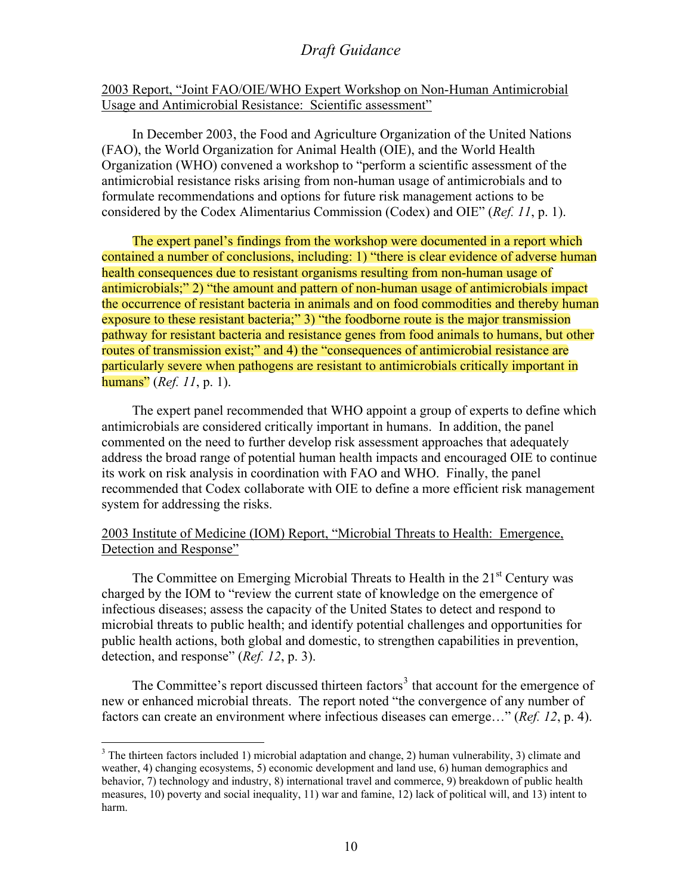<u>2003 Report, "Joint FAO/OIE/WHO Expert Workshop on Non-Human Antimicrobial Usage and Antimicrobial Resistance: Scientific assessment"</u>

In December 2003, the Food and Agriculture Organization of the United Nations (FAO), the World Organization for Animal Health (OIE), and the World Health Organization (WHO) convened a workshop to "perform a scientific assessment of the antimicrobial resistance risks arising from non-human usage of antimicrobials and to formulate recommendations and options for future risk management actions to be considered by the Codex Alimentarius Commission (Codex) and OIE" (*Ref. 11*, p. 1).

The expert panel's findings from the workshop were documented in a report which contained a number of conclusions, including: 1) "there is clear evidence of adverse human health consequences due to resistant organisms resulting from non-human usage of antimicrobials;" 2) "the amount and pattern of non-human usage of antimicrobials impact the occurrence of resistant bacteria in animals and on food commodities and thereby human exposure to these resistant bacteria;" 3) "the foodborne route is the major transmission pathway for resistant bacteria and resistance genes from food animals to humans, but other routes of transmission exist;" and 4) the "consequences of antimicrobial resistance are particularly severe when pathogens are resistant to antimicrobials critically important in humans" (*Ref. 11*, p. 1).

The expert panel recommended that WHO appoint a group of experts to define which antimicrobials are considered critically important in humans. In addition, the panel commented on the need to further develop risk assessment approaches that adequately address the broad range of potential human health impacts and encouraged OIE to continue its work on risk analysis in coordination with FAO and WHO. Finally, the panel recommended that Codex collaborate with OIE to define a more efficient risk management system for addressing the risks.

<u>2003 Institute of Medicine (IOM) Report, "Microbial Threats to Health: Emergence, Detection and Response"</u>

The Committee on Emerging Microbial Threats to Health in the 21st Century was charged by the IOM to "review the current state of knowledge on the emergence of infectious diseases; assess the capacity of the United States to detect and respond to microbial threats to public health; and identify potential challenges and opportunities for public health actions, both global and domestic, to strengthen capabilities in prevention, detection, and response" (*Ref. 12*, p. 3).

The Committee's report discussed thirteen factors[3] that account for the emergence of new or enhanced microbial threats. The report noted "the convergence of any number of factors can create an environment where infectious diseases can emerge…" (*Ref. 12*, p. 4).

---

[3] The thirteen factors included 1) microbial adaptation and change, 2) human vulnerability, 3) climate and weather, 4) changing ecosystems, 5) economic development and land use, 6) human demographics and behavior, 7) technology and industry, 8) international travel and commerce, 9) breakdown of public health measures, 10) poverty and social inequality, 11) war and famine, 12) lack of political will, and 13) intent to harm.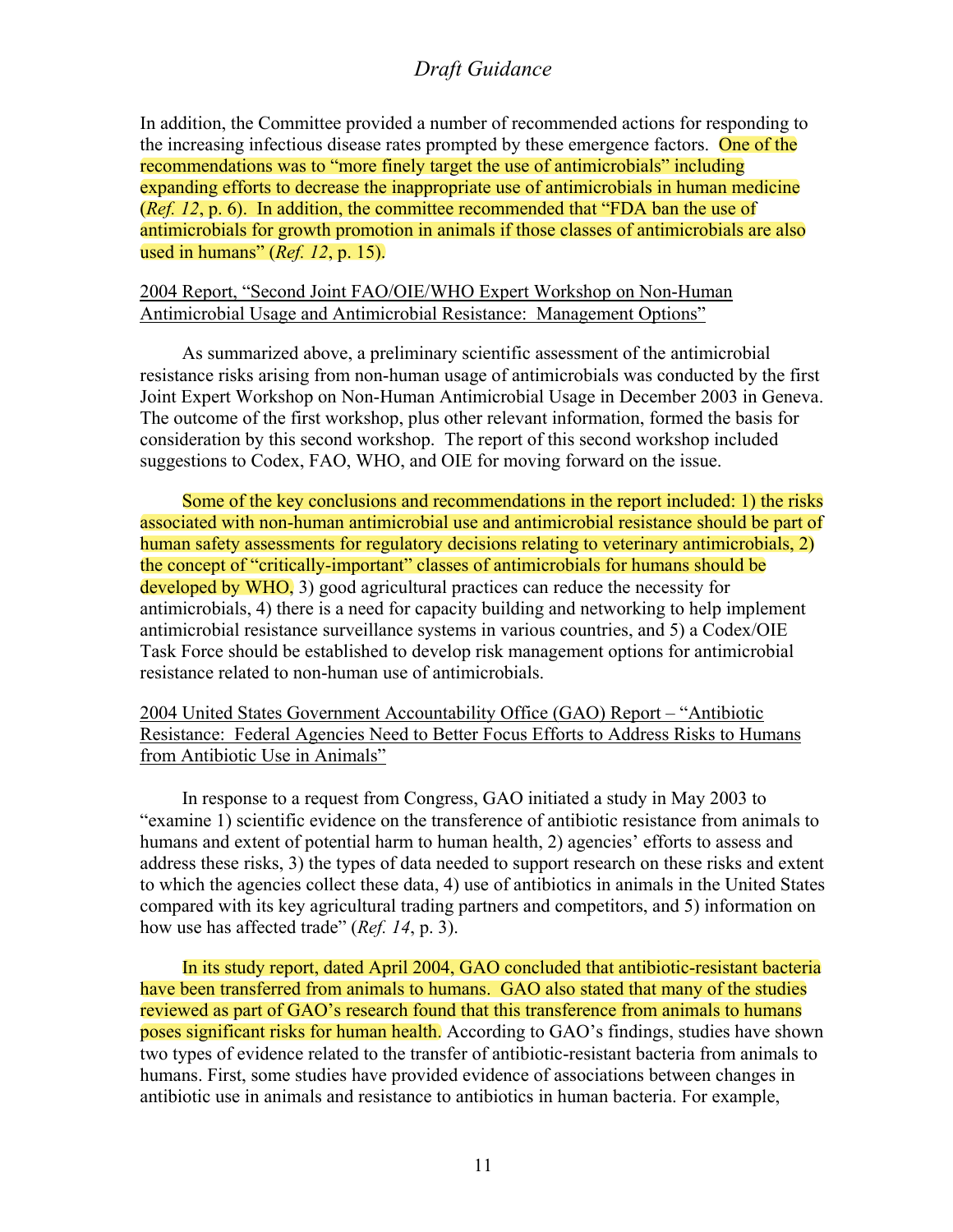In addition, the Committee provided a number of recommended actions for responding to the increasing infectious disease rates prompted by these emergence factors. One of the recommendations was to "more finely target the use of antimicrobials" including expanding efforts to decrease the inappropriate use of antimicrobials in human medicine (*Ref. 12*, p. 6). In addition, the committee recommended that "FDA ban the use of antimicrobials for growth promotion in animals if those classes of antimicrobials are also used in humans" (*Ref. 12*, p. 15).

<u>2004 Report, "Second Joint FAO/OIE/WHO Expert Workshop on Non-Human Antimicrobial Usage and Antimicrobial Resistance: Management Options"</u>

As summarized above, a preliminary scientific assessment of the antimicrobial resistance risks arising from non-human usage of antimicrobials was conducted by the first Joint Expert Workshop on Non-Human Antimicrobial Usage in December 2003 in Geneva. The outcome of the first workshop, plus other relevant information, formed the basis for consideration by this second workshop. The report of this second workshop included suggestions to Codex, FAO, WHO, and OIE for moving forward on the issue.

Some of the key conclusions and recommendations in the report included: 1) the risks associated with non-human antimicrobial use and antimicrobial resistance should be part of human safety assessments for regulatory decisions relating to veterinary antimicrobials, 2) the concept of "critically-important" classes of antimicrobials for humans should be developed by WHO, 3) good agricultural practices can reduce the necessity for antimicrobials, 4) there is a need for capacity building and networking to help implement antimicrobial resistance surveillance systems in various countries, and 5) a Codex/OIE Task Force should be established to develop risk management options for antimicrobial resistance related to non-human use of antimicrobials.

<u>2004 United States Government Accountability Office (GAO) Report – "Antibiotic Resistance: Federal Agencies Need to Better Focus Efforts to Address Risks to Humans from Antibiotic Use in Animals"</u>

In response to a request from Congress, GAO initiated a study in May 2003 to "examine 1) scientific evidence on the transference of antibiotic resistance from animals to humans and extent of potential harm to human health, 2) agencies' efforts to assess and address these risks, 3) the types of data needed to support research on these risks and extent to which the agencies collect these data, 4) use of antibiotics in animals in the United States compared with its key agricultural trading partners and competitors, and 5) information on how use has affected trade" (*Ref. 14*, p. 3).

In its study report, dated April 2004, GAO concluded that antibiotic-resistant bacteria have been transferred from animals to humans. GAO also stated that many of the studies reviewed as part of GAO's research found that this transference from animals to humans poses significant risks for human health. According to GAO's findings, studies have shown two types of evidence related to the transfer of antibiotic-resistant bacteria from animals to humans. First, some studies have provided evidence of associations between changes in antibiotic use in animals and resistance to antibiotics in human bacteria. For example,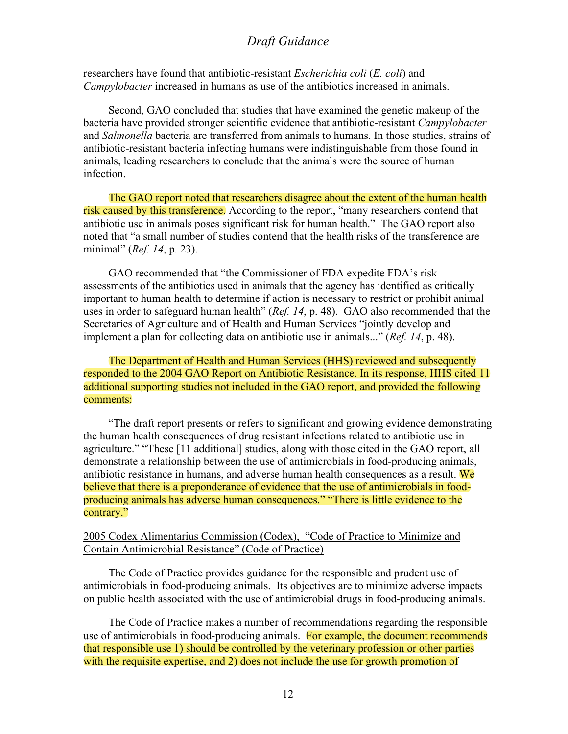researchers have found that antibiotic-resistant *Escherichia coli* (*E. coli*) and *Campylobacter* increased in humans as use of the antibiotics increased in animals.

Second, GAO concluded that studies that have examined the genetic makeup of the bacteria have provided stronger scientific evidence that antibiotic-resistant *Campylobacter* and *Salmonella* bacteria are transferred from animals to humans. In those studies, strains of antibiotic-resistant bacteria infecting humans were indistinguishable from those found in animals, leading researchers to conclude that the animals were the source of human infection.

The GAO report noted that researchers disagree about the extent of the human health risk caused by this transference. According to the report, "many researchers contend that antibiotic use in animals poses significant risk for human health." The GAO report also noted that "a small number of studies contend that the health risks of the transference are minimal" (*Ref. 14*, p. 23).

GAO recommended that "the Commissioner of FDA expedite FDA's risk assessments of the antibiotics used in animals that the agency has identified as critically important to human health to determine if action is necessary to restrict or prohibit animal uses in order to safeguard human health" (*Ref. 14*, p. 48). GAO also recommended that the Secretaries of Agriculture and of Health and Human Services "jointly develop and implement a plan for collecting data on antibiotic use in animals..." (*Ref. 14*, p. 48).

The Department of Health and Human Services (HHS) reviewed and subsequently responded to the 2004 GAO Report on Antibiotic Resistance. In its response, HHS cited 11 additional supporting studies not included in the GAO report, and provided the following comments:

"The draft report presents or refers to significant and growing evidence demonstrating the human health consequences of drug resistant infections related to antibiotic use in agriculture." "These [11 additional] studies, along with those cited in the GAO report, all demonstrate a relationship between the use of antimicrobials in food-producing animals, antibiotic resistance in humans, and adverse human health consequences as a result. We believe that there is a preponderance of evidence that the use of antimicrobials in food-producing animals has adverse human consequences." "There is little evidence to the contrary."

<u>2005 Codex Alimentarius Commission (Codex), "Code of Practice to Minimize and Contain Antimicrobial Resistance" (Code of Practice)</u>

The Code of Practice provides guidance for the responsible and prudent use of antimicrobials in food-producing animals. Its objectives are to minimize adverse impacts on public health associated with the use of antimicrobial drugs in food-producing animals.

The Code of Practice makes a number of recommendations regarding the responsible use of antimicrobials in food-producing animals. For example, the document recommends that responsible use 1) should be controlled by the veterinary profession or other parties with the requisite expertise, and 2) does not include the use for growth promotion of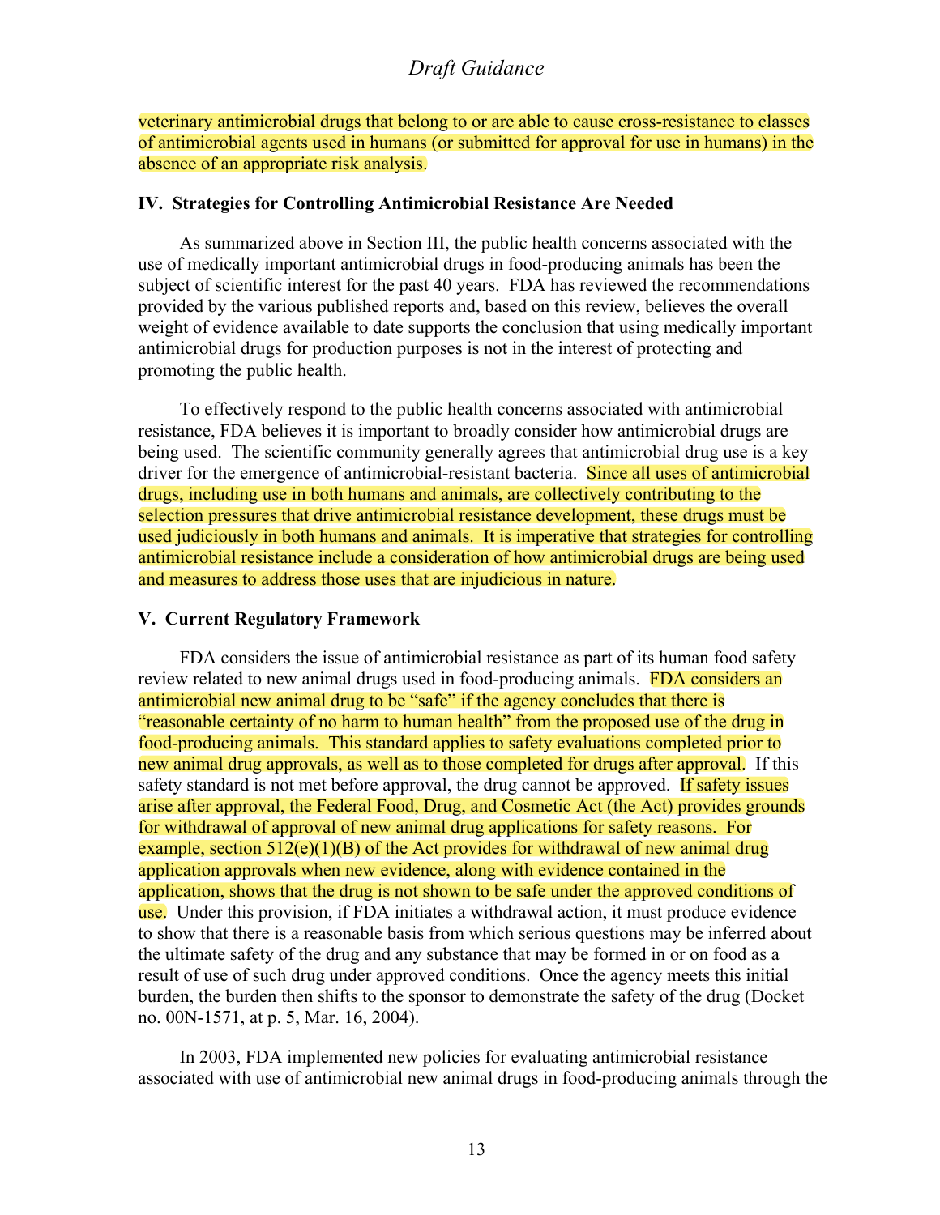veterinary antimicrobial drugs that belong to or are able to cause cross-resistance to classes of antimicrobial agents used in humans (or submitted for approval for use in humans) in the absence of an appropriate risk analysis.

### IV. Strategies for Controlling Antimicrobial Resistance Are Needed

As summarized above in Section III, the public health concerns associated with the use of medically important antimicrobial drugs in food-producing animals has been the subject of scientific interest for the past 40 years. FDA has reviewed the recommendations provided by the various published reports and, based on this review, believes the overall weight of evidence available to date supports the conclusion that using medically important antimicrobial drugs for production purposes is not in the interest of protecting and promoting the public health.

To effectively respond to the public health concerns associated with antimicrobial resistance, FDA believes it is important to broadly consider how antimicrobial drugs are being used. The scientific community generally agrees that antimicrobial drug use is a key driver for the emergence of antimicrobial-resistant bacteria. Since all uses of antimicrobial drugs, including use in both humans and animals, are collectively contributing to the selection pressures that drive antimicrobial resistance development, these drugs must be used judiciously in both humans and animals. It is imperative that strategies for controlling antimicrobial resistance include a consideration of how antimicrobial drugs are being used and measures to address those uses that are injudicious in nature.

### V. Current Regulatory Framework

FDA considers the issue of antimicrobial resistance as part of its human food safety review related to new animal drugs used in food-producing animals. FDA considers an antimicrobial new animal drug to be "safe" if the agency concludes that there is "reasonable certainty of no harm to human health" from the proposed use of the drug in food-producing animals. This standard applies to safety evaluations completed prior to new animal drug approvals, as well as to those completed for drugs after approval. If this safety standard is not met before approval, the drug cannot be approved. If safety issues arise after approval, the Federal Food, Drug, and Cosmetic Act (the Act) provides grounds for withdrawal of approval of new animal drug applications for safety reasons. For example, section 512(e)(1)(B) of the Act provides for withdrawal of new animal drug application approvals when new evidence, along with evidence contained in the application, shows that the drug is not shown to be safe under the approved conditions of use. Under this provision, if FDA initiates a withdrawal action, it must produce evidence to show that there is a reasonable basis from which serious questions may be inferred about the ultimate safety of the drug and any substance that may be formed in or on food as a result of use of such drug under approved conditions. Once the agency meets this initial burden, the burden then shifts to the sponsor to demonstrate the safety of the drug (Docket no. 00N-1571, at p. 5, Mar. 16, 2004).

In 2003, FDA implemented new policies for evaluating antimicrobial resistance associated with use of antimicrobial new animal drugs in food-producing animals through the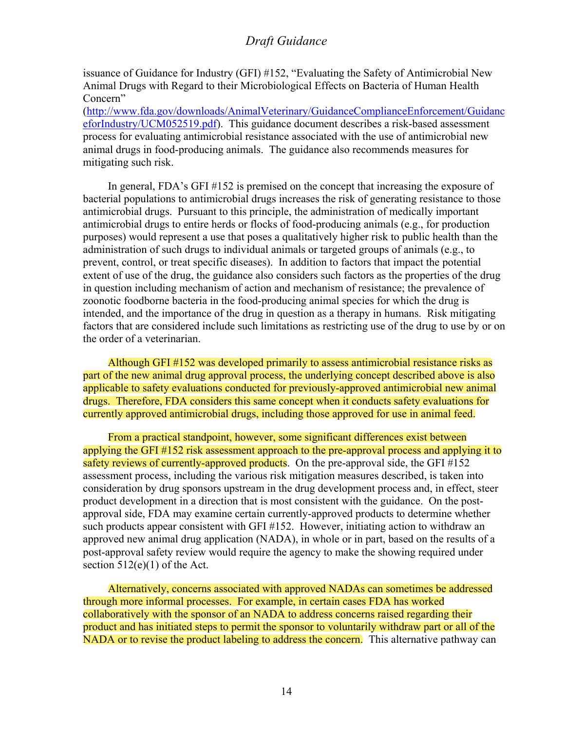issuance of Guidance for Industry (GFI) #152, "Evaluating the Safety of Antimicrobial New Animal Drugs with Regard to their Microbiological Effects on Bacteria of Human Health Concern" (http://www.fda.gov/downloads/AnimalVeterinary/GuidanceComplianceEnforcement/GuidanceforIndustry/UCM052519.pdf). This guidance document describes a risk-based assessment process for evaluating antimicrobial resistance associated with the use of antimicrobial new animal drugs in food-producing animals. The guidance also recommends measures for mitigating such risk.

In general, FDA's GFI #152 is premised on the concept that increasing the exposure of bacterial populations to antimicrobial drugs increases the risk of generating resistance to those antimicrobial drugs. Pursuant to this principle, the administration of medically important antimicrobial drugs to entire herds or flocks of food-producing animals (e.g., for production purposes) would represent a use that poses a qualitatively higher risk to public health than the administration of such drugs to individual animals or targeted groups of animals (e.g., to prevent, control, or treat specific diseases). In addition to factors that impact the potential extent of use of the drug, the guidance also considers such factors as the properties of the drug in question including mechanism of action and mechanism of resistance; the prevalence of zoonotic foodborne bacteria in the food-producing animal species for which the drug is intended, and the importance of the drug in question as a therapy in humans. Risk mitigating factors that are considered include such limitations as restricting use of the drug to use by or on the order of a veterinarian.

Although GFI #152 was developed primarily to assess antimicrobial resistance risks as part of the new animal drug approval process, the underlying concept described above is also applicable to safety evaluations conducted for previously-approved antimicrobial new animal drugs. Therefore, FDA considers this same concept when it conducts safety evaluations for currently approved antimicrobial drugs, including those approved for use in animal feed.

From a practical standpoint, however, some significant differences exist between applying the GFI #152 risk assessment approach to the pre-approval process and applying it to safety reviews of currently-approved products. On the pre-approval side, the GFI #152 assessment process, including the various risk mitigation measures described, is taken into consideration by drug sponsors upstream in the drug development process and, in effect, steer product development in a direction that is most consistent with the guidance. On the post-approval side, FDA may examine certain currently-approved products to determine whether such products appear consistent with GFI #152. However, initiating action to withdraw an approved new animal drug application (NADA), in whole or in part, based on the results of a post-approval safety review would require the agency to make the showing required under section 512(e)(1) of the Act.

Alternatively, concerns associated with approved NADAs can sometimes be addressed through more informal processes. For example, in certain cases FDA has worked collaboratively with the sponsor of an NADA to address concerns raised regarding their product and has initiated steps to permit the sponsor to voluntarily withdraw part or all of the NADA or to revise the product labeling to address the concern. This alternative pathway can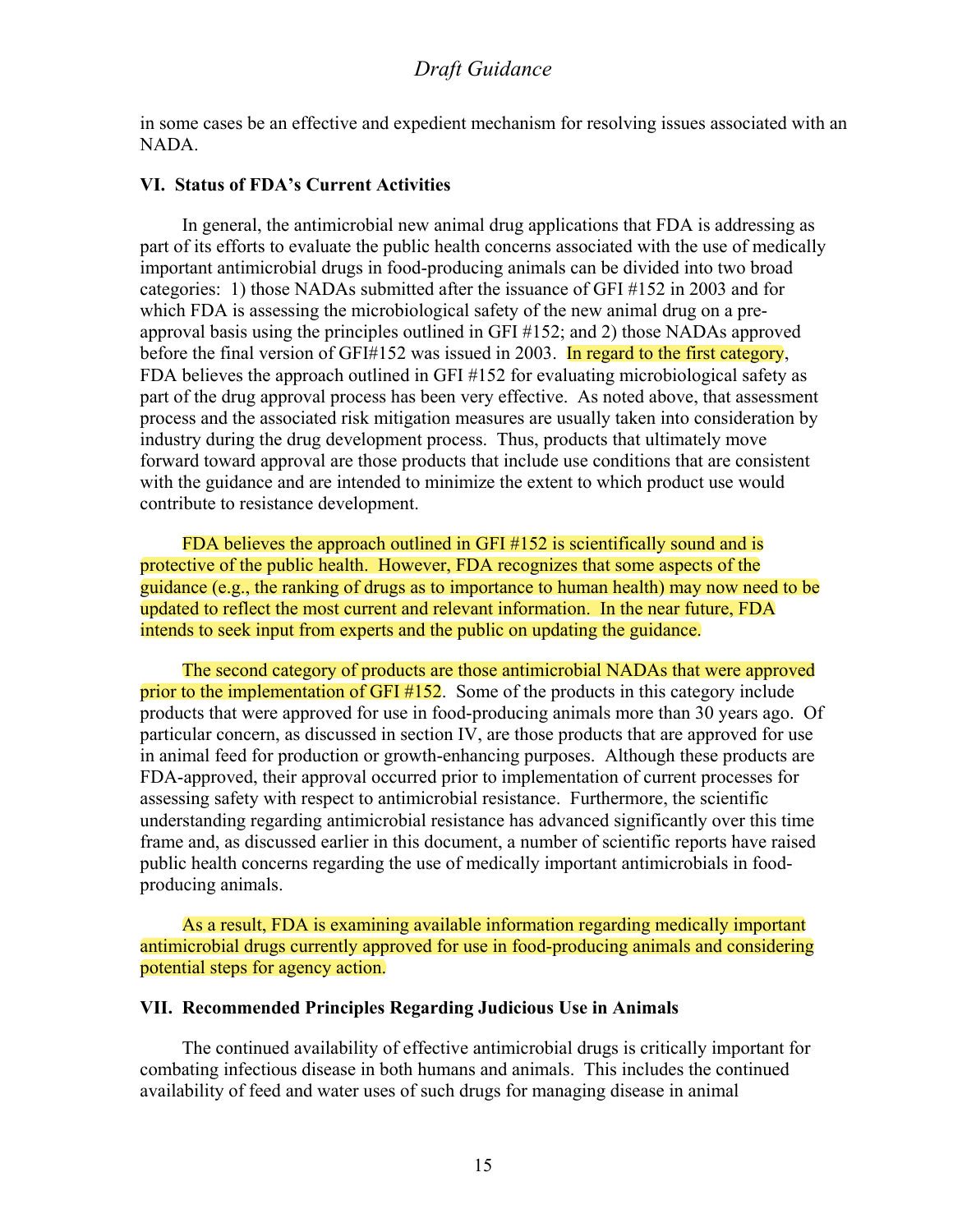in some cases be an effective and expedient mechanism for resolving issues associated with an NADA.

### VI. Status of FDA's Current Activities

In general, the antimicrobial new animal drug applications that FDA is addressing as part of its efforts to evaluate the public health concerns associated with the use of medically important antimicrobial drugs in food-producing animals can be divided into two broad categories: 1) those NADAs submitted after the issuance of GFI #152 in 2003 and for which FDA is assessing the microbiological safety of the new animal drug on a pre-approval basis using the principles outlined in GFI #152; and 2) those NADAs approved before the final version of GFI#152 was issued in 2003. In regard to the first category, FDA believes the approach outlined in GFI #152 for evaluating microbiological safety as part of the drug approval process has been very effective. As noted above, that assessment process and the associated risk mitigation measures are usually taken into consideration by industry during the drug development process. Thus, products that ultimately move forward toward approval are those products that include use conditions that are consistent with the guidance and are intended to minimize the extent to which product use would contribute to resistance development.

FDA believes the approach outlined in GFI #152 is scientifically sound and is protective of the public health. However, FDA recognizes that some aspects of the guidance (e.g., the ranking of drugs as to importance to human health) may now need to be updated to reflect the most current and relevant information. In the near future, FDA intends to seek input from experts and the public on updating the guidance.

The second category of products are those antimicrobial NADAs that were approved prior to the implementation of GFI #152. Some of the products in this category include products that were approved for use in food-producing animals more than 30 years ago. Of particular concern, as discussed in section IV, are those products that are approved for use in animal feed for production or growth-enhancing purposes. Although these products are FDA-approved, their approval occurred prior to implementation of current processes for assessing safety with respect to antimicrobial resistance. Furthermore, the scientific understanding regarding antimicrobial resistance has advanced significantly over this time frame and, as discussed earlier in this document, a number of scientific reports have raised public health concerns regarding the use of medically important antimicrobials in food-producing animals.

As a result, FDA is examining available information regarding medically important antimicrobial drugs currently approved for use in food-producing animals and considering potential steps for agency action.

### VII. Recommended Principles Regarding Judicious Use in Animals

The continued availability of effective antimicrobial drugs is critically important for combating infectious disease in both humans and animals. This includes the continued availability of feed and water uses of such drugs for managing disease in animal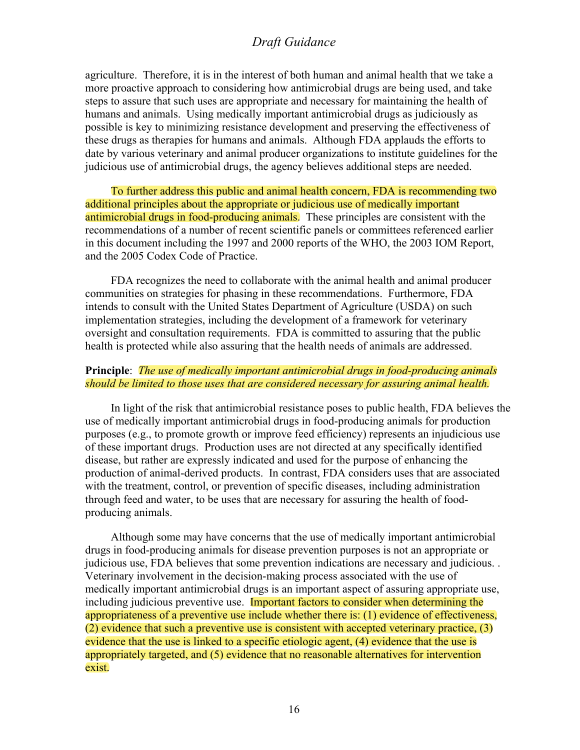agriculture. Therefore, it is in the interest of both human and animal health that we take a more proactive approach to considering how antimicrobial drugs are being used, and take steps to assure that such uses are appropriate and necessary for maintaining the health of humans and animals. Using medically important antimicrobial drugs as judiciously as possible is key to minimizing resistance development and preserving the effectiveness of these drugs as therapies for humans and animals. Although FDA applauds the efforts to date by various veterinary and animal producer organizations to institute guidelines for the judicious use of antimicrobial drugs, the agency believes additional steps are needed.

To further address this public and animal health concern, FDA is recommending two additional principles about the appropriate or judicious use of medically important antimicrobial drugs in food-producing animals. These principles are consistent with the recommendations of a number of recent scientific panels or committees referenced earlier in this document including the 1997 and 2000 reports of the WHO, the 2003 IOM Report, and the 2005 Codex Code of Practice.

FDA recognizes the need to collaborate with the animal health and animal producer communities on strategies for phasing in these recommendations. Furthermore, FDA intends to consult with the United States Department of Agriculture (USDA) on such implementation strategies, including the development of a framework for veterinary oversight and consultation requirements. FDA is committed to assuring that the public health is protected while also assuring that the health needs of animals are addressed.

**Principle**: *The use of medically important antimicrobial drugs in food-producing animals should be limited to those uses that are considered necessary for assuring animal health.*

In light of the risk that antimicrobial resistance poses to public health, FDA believes the use of medically important antimicrobial drugs in food-producing animals for production purposes (e.g., to promote growth or improve feed efficiency) represents an injudicious use of these important drugs. Production uses are not directed at any specifically identified disease, but rather are expressly indicated and used for the purpose of enhancing the production of animal-derived products. In contrast, FDA considers uses that are associated with the treatment, control, or prevention of specific diseases, including administration through feed and water, to be uses that are necessary for assuring the health of food-producing animals.

Although some may have concerns that the use of medically important antimicrobial drugs in food-producing animals for disease prevention purposes is not an appropriate or judicious use, FDA believes that some prevention indications are necessary and judicious. . Veterinary involvement in the decision-making process associated with the use of medically important antimicrobial drugs is an important aspect of assuring appropriate use, including judicious preventive use. Important factors to consider when determining the appropriateness of a preventive use include whether there is: (1) evidence of effectiveness, (2) evidence that such a preventive use is consistent with accepted veterinary practice, (3) evidence that the use is linked to a specific etiologic agent, (4) evidence that the use is appropriately targeted, and (5) evidence that no reasonable alternatives for intervention exist.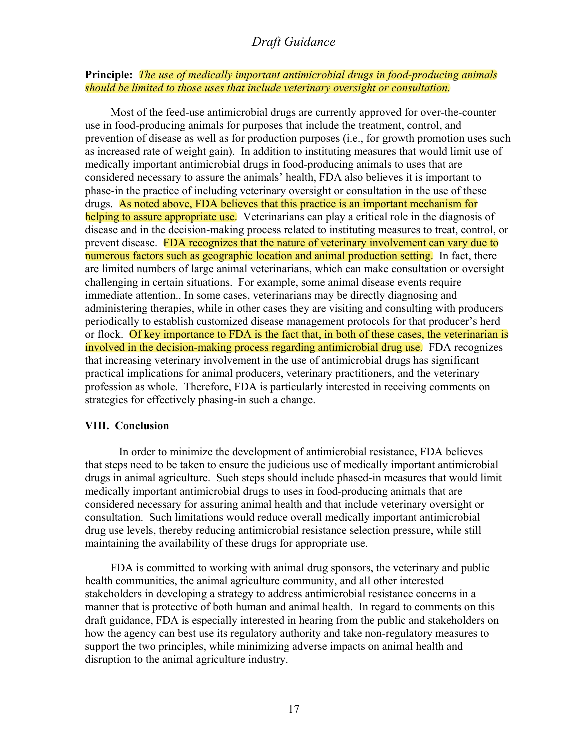**Principle:** *The use of medically important antimicrobial drugs in food-producing animals should be limited to those uses that include veterinary oversight or consultation.*

Most of the feed-use antimicrobial drugs are currently approved for over-the-counter use in food-producing animals for purposes that include the treatment, control, and prevention of disease as well as for production purposes (i.e., for growth promotion uses such as increased rate of weight gain). In addition to instituting measures that would limit use of medically important antimicrobial drugs in food-producing animals to uses that are considered necessary to assure the animals' health, FDA also believes it is important to phase-in the practice of including veterinary oversight or consultation in the use of these drugs. As noted above, FDA believes that this practice is an important mechanism for helping to assure appropriate use. Veterinarians can play a critical role in the diagnosis of disease and in the decision-making process related to instituting measures to treat, control, or prevent disease. FDA recognizes that the nature of veterinary involvement can vary due to numerous factors such as geographic location and animal production setting. In fact, there are limited numbers of large animal veterinarians, which can make consultation or oversight challenging in certain situations. For example, some animal disease events require immediate attention.. In some cases, veterinarians may be directly diagnosing and administering therapies, while in other cases they are visiting and consulting with producers periodically to establish customized disease management protocols for that producer's herd or flock. Of key importance to FDA is the fact that, in both of these cases, the veterinarian is involved in the decision-making process regarding antimicrobial drug use. FDA recognizes that increasing veterinary involvement in the use of antimicrobial drugs has significant practical implications for animal producers, veterinary practitioners, and the veterinary profession as whole. Therefore, FDA is particularly interested in receiving comments on strategies for effectively phasing-in such a change.

## VIII. Conclusion

In order to minimize the development of antimicrobial resistance, FDA believes that steps need to be taken to ensure the judicious use of medically important antimicrobial drugs in animal agriculture. Such steps should include phased-in measures that would limit medically important antimicrobial drugs to uses in food-producing animals that are considered necessary for assuring animal health and that include veterinary oversight or consultation. Such limitations would reduce overall medically important antimicrobial drug use levels, thereby reducing antimicrobial resistance selection pressure, while still maintaining the availability of these drugs for appropriate use.

FDA is committed to working with animal drug sponsors, the veterinary and public health communities, the animal agriculture community, and all other interested stakeholders in developing a strategy to address antimicrobial resistance concerns in a manner that is protective of both human and animal health. In regard to comments on this draft guidance, FDA is especially interested in hearing from the public and stakeholders on how the agency can best use its regulatory authority and take non-regulatory measures to support the two principles, while minimizing adverse impacts on animal health and disruption to the animal agriculture industry.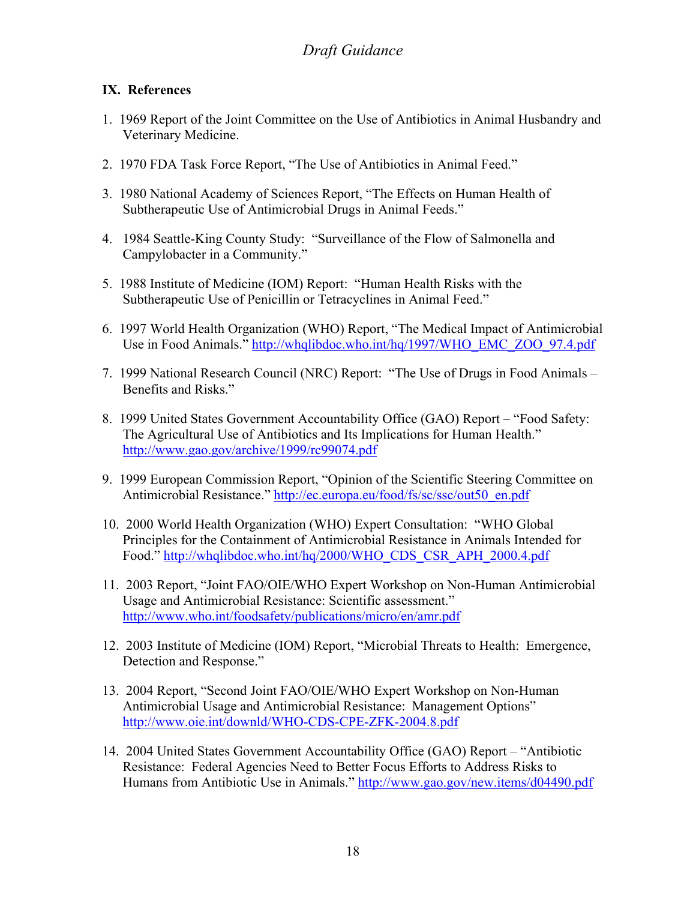## IX. References

1. 1969 Report of the Joint Committee on the Use of Antibiotics in Animal Husbandry and Veterinary Medicine.

2. 1970 FDA Task Force Report, "The Use of Antibiotics in Animal Feed."

3. 1980 National Academy of Sciences Report, "The Effects on Human Health of Subtherapeutic Use of Antimicrobial Drugs in Animal Feeds."

4. 1984 Seattle-King County Study: "Surveillance of the Flow of Salmonella and Campylobacter in a Community."

5. 1988 Institute of Medicine (IOM) Report: "Human Health Risks with the Subtherapeutic Use of Penicillin or Tetracyclines in Animal Feed."

6. 1997 World Health Organization (WHO) Report, "The Medical Impact of Antimicrobial Use in Food Animals." http://whqlibdoc.who.int/hq/1997/WHO_EMC_ZOO_97.4.pdf

7. 1999 National Research Council (NRC) Report: "The Use of Drugs in Food Animals – Benefits and Risks."

8. 1999 United States Government Accountability Office (GAO) Report – "Food Safety: The Agricultural Use of Antibiotics and Its Implications for Human Health." http://www.gao.gov/archive/1999/rc99074.pdf

9. 1999 European Commission Report, "Opinion of the Scientific Steering Committee on Antimicrobial Resistance." http://ec.europa.eu/food/fs/sc/ssc/out50_en.pdf

10. 2000 World Health Organization (WHO) Expert Consultation: "WHO Global Principles for the Containment of Antimicrobial Resistance in Animals Intended for Food." http://whqlibdoc.who.int/hq/2000/WHO_CDS_CSR_APH_2000.4.pdf

11. 2003 Report, "Joint FAO/OIE/WHO Expert Workshop on Non-Human Antimicrobial Usage and Antimicrobial Resistance: Scientific assessment." http://www.who.int/foodsafety/publications/micro/en/amr.pdf

12. 2003 Institute of Medicine (IOM) Report, "Microbial Threats to Health: Emergence, Detection and Response."

13. 2004 Report, "Second Joint FAO/OIE/WHO Expert Workshop on Non-Human Antimicrobial Usage and Antimicrobial Resistance: Management Options" http://www.oie.int/downld/WHO-CDS-CPE-ZFK-2004.8.pdf

14. 2004 United States Government Accountability Office (GAO) Report – "Antibiotic Resistance: Federal Agencies Need to Better Focus Efforts to Address Risks to Humans from Antibiotic Use in Animals." http://www.gao.gov/new.items/d04490.pdf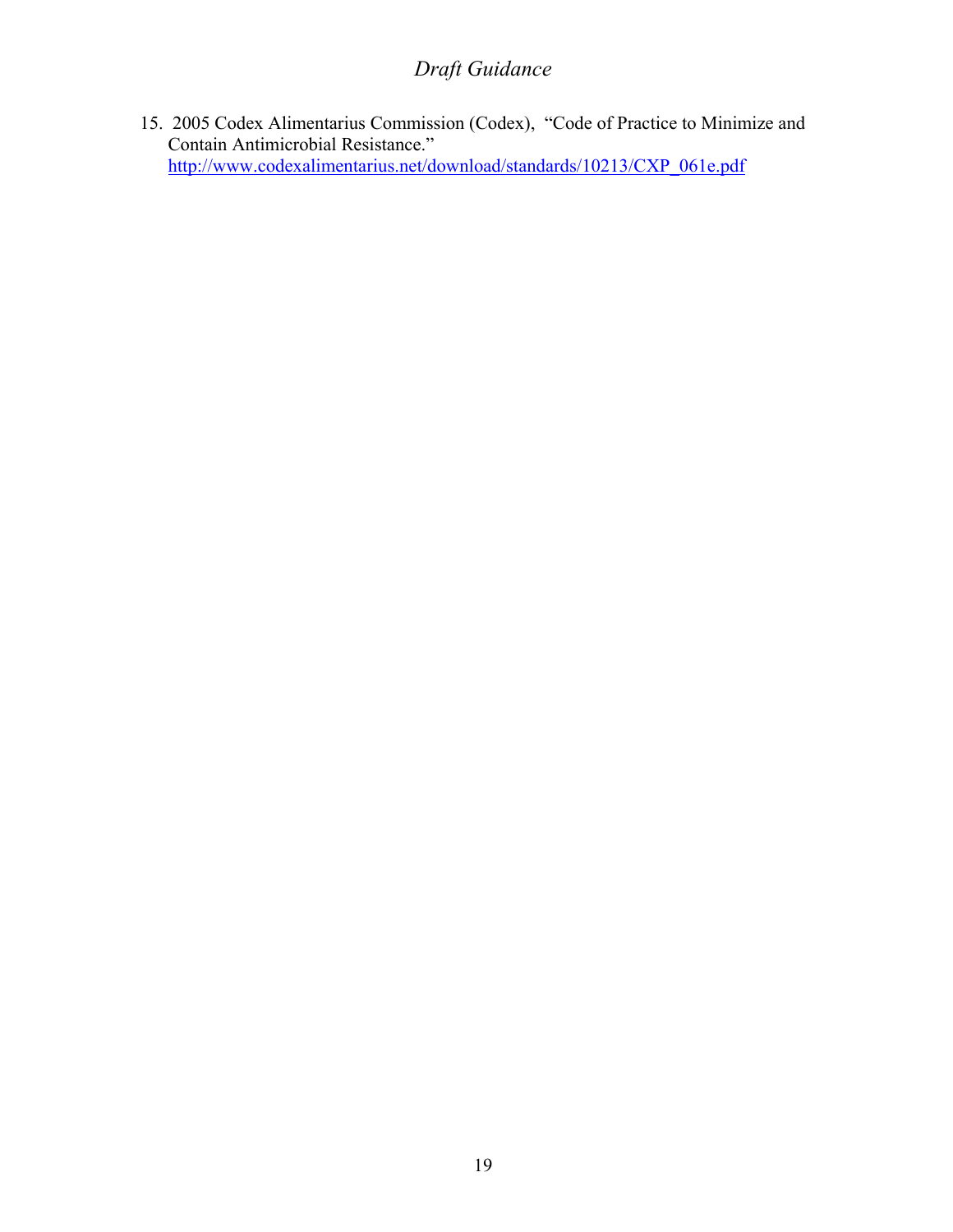15. 2005 Codex Alimentarius Commission (Codex), "Code of Practice to Minimize and Contain Antimicrobial Resistance." http://www.codexalimentarius.net/download/standards/10213/CXP_061e.pdf